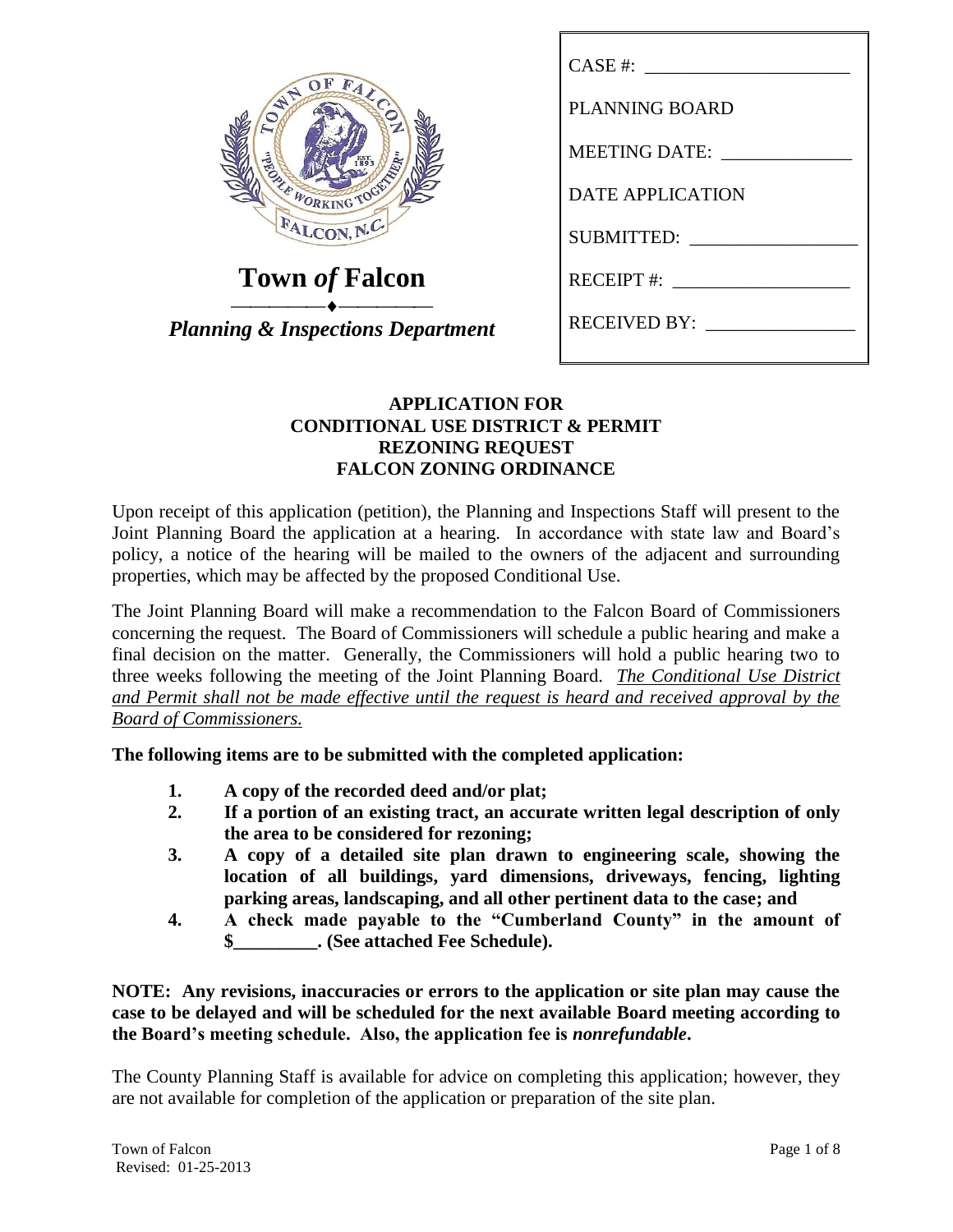**Town *of* Falcon**

***Planning & Inspections Department***

| CASE #: ____________________ |
| --- |
| PLANNING BOARD |
| MEETING DATE: ____________ |
| DATE APPLICATION |
| SUBMITTED: ________________ |
| RECEIPT #: _________________ |
| RECEIVED BY: ______________ |

# APPLICATION FOR CONDITIONAL USE DISTRICT & PERMIT REZONING REQUEST FALCON ZONING ORDINANCE

Upon receipt of this application (petition), the Planning and Inspections Staff will present to the Joint Planning Board the application at a hearing. In accordance with state law and Board's policy, a notice of the hearing will be mailed to the owners of the adjacent and surrounding properties, which may be affected by the proposed Conditional Use.

The Joint Planning Board will make a recommendation to the Falcon Board of Commissioners concerning the request. The Board of Commissioners will schedule a public hearing and make a final decision on the matter. Generally, the Commissioners will hold a public hearing two to three weeks following the meeting of the Joint Planning Board. *The Conditional Use District and Permit shall not be made effective until the request is heard and received approval by the Board of Commissioners.*

**The following items are to be submitted with the completed application:**

1. **A copy of the recorded deed and/or plat;**
2. **If a portion of an existing tract, an accurate written legal description of only the area to be considered for rezoning;**
3. **A copy of a detailed site plan drawn to engineering scale, showing the location of all buildings, yard dimensions, driveways, fencing, lighting parking areas, landscaping, and all other pertinent data to the case; and**
4. **A check made payable to the "Cumberland County" in the amount of $_________. (See attached Fee Schedule).**

**NOTE: Any revisions, inaccuracies or errors to the application or site plan may cause the case to be delayed and will be scheduled for the next available Board meeting according to the Board's meeting schedule. Also, the application fee is *nonrefundable*.**

The County Planning Staff is available for advice on completing this application; however, they are not available for completion of the application or preparation of the site plan.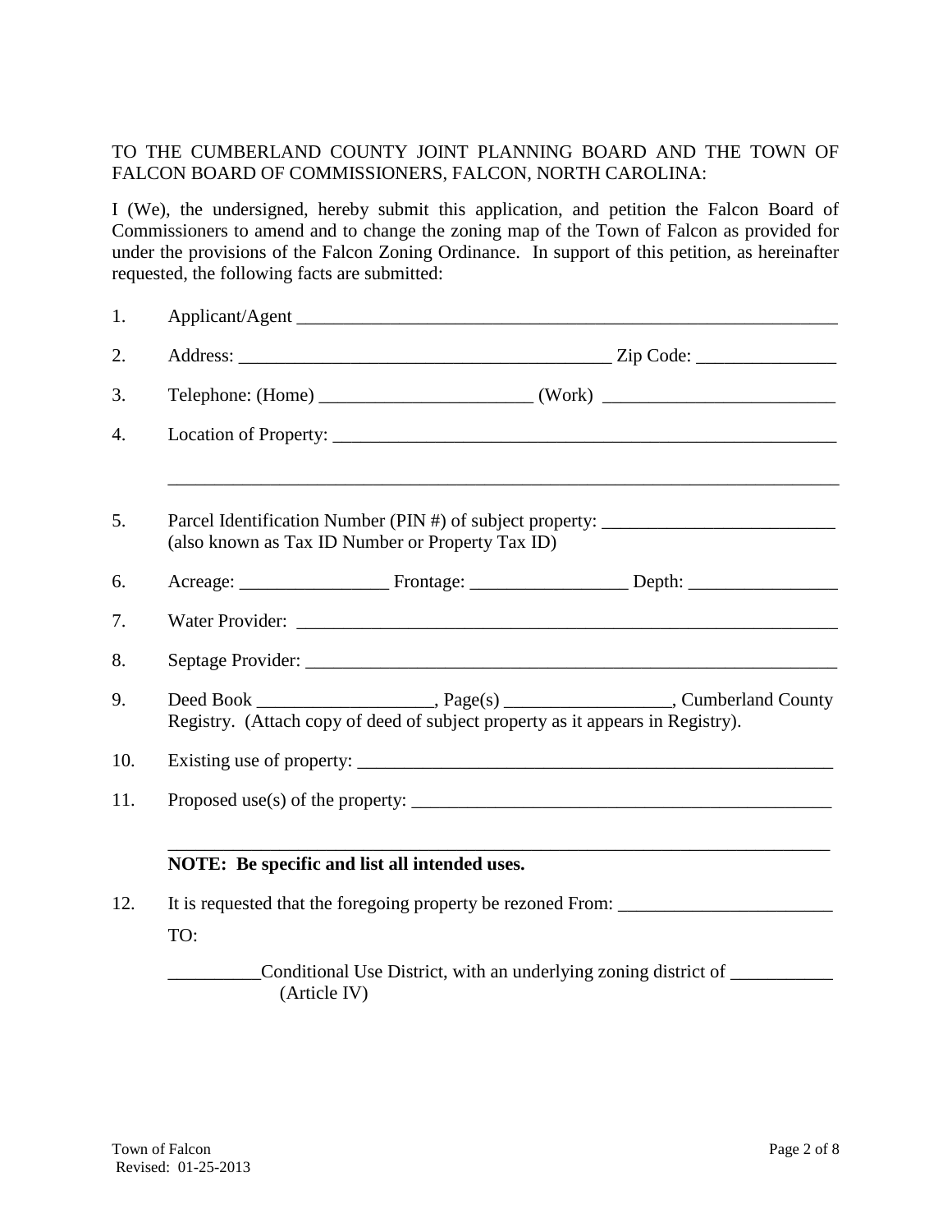TO THE CUMBERLAND COUNTY JOINT PLANNING BOARD AND THE TOWN OF FALCON BOARD OF COMMISSIONERS, FALCON, NORTH CAROLINA:

I (We), the undersigned, hereby submit this application, and petition the Falcon Board of Commissioners to amend and to change the zoning map of the Town of Falcon as provided for under the provisions of the Falcon Zoning Ordinance. In support of this petition, as hereinafter requested, the following facts are submitted:

1. Applicant/Agent ______________________________________________________________

2. Address: ________________________________________ Zip Code: _______________

3. Telephone: (Home) ______________________ (Work) ________________________

4. Location of Property: _____________________________________________________

   ___________________________________________________________________________

5. Parcel Identification Number (PIN #) of subject property: ________________________
   (also known as Tax ID Number or Property Tax ID)

6. Acreage: ________________ Frontage: ________________ Depth: ________________

7. Water Provider: __________________________________________________________

8. Septage Provider: _________________________________________________________

9. Deed Book __________________, Page(s) _________________, Cumberland County Registry. (Attach copy of deed of subject property as it appears in Registry).

10. Existing use of property: __________________________________________________

11. Proposed use(s) of the property: ____________________________________________

    ___________________________________________________________________________

    **NOTE: Be specific and list all intended uses.**

12. It is requested that the foregoing property be rezoned From: _______________________

    TO:

    __________Conditional Use District, with an underlying zoning district of ___________
    (Article IV)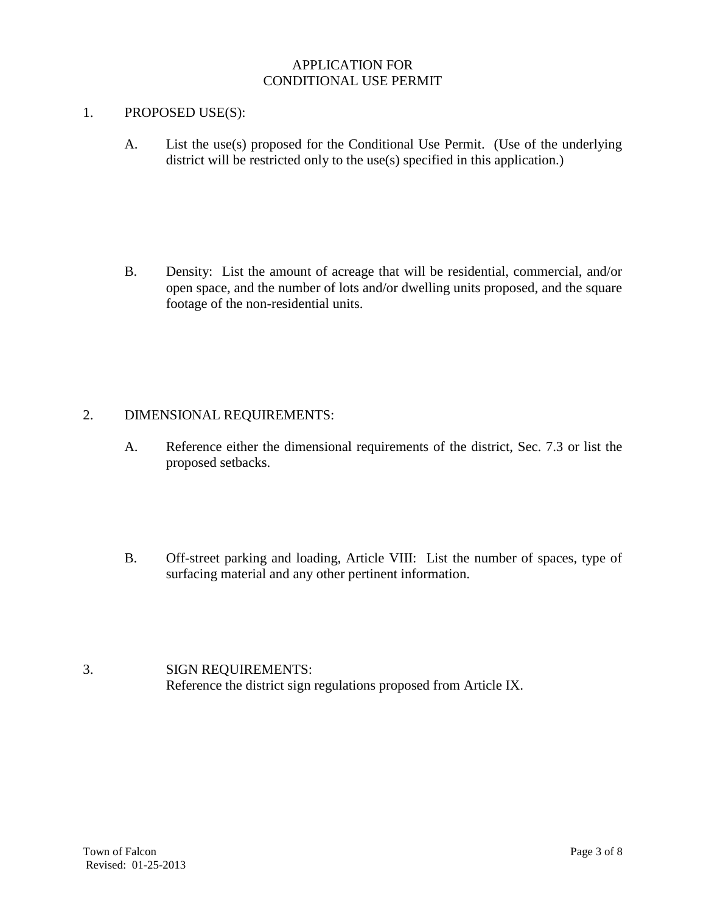# APPLICATION FOR CONDITIONAL USE PERMIT

1. PROPOSED USE(S):

   A. List the use(s) proposed for the Conditional Use Permit. (Use of the underlying district will be restricted only to the use(s) specified in this application.)

   B. Density: List the amount of acreage that will be residential, commercial, and/or open space, and the number of lots and/or dwelling units proposed, and the square footage of the non-residential units.

2. DIMENSIONAL REQUIREMENTS:

   A. Reference either the dimensional requirements of the district, Sec. 7.3 or list the proposed setbacks.

   B. Off-street parking and loading, Article VIII: List the number of spaces, type of surfacing material and any other pertinent information.

3. SIGN REQUIREMENTS:
   Reference the district sign regulations proposed from Article IX.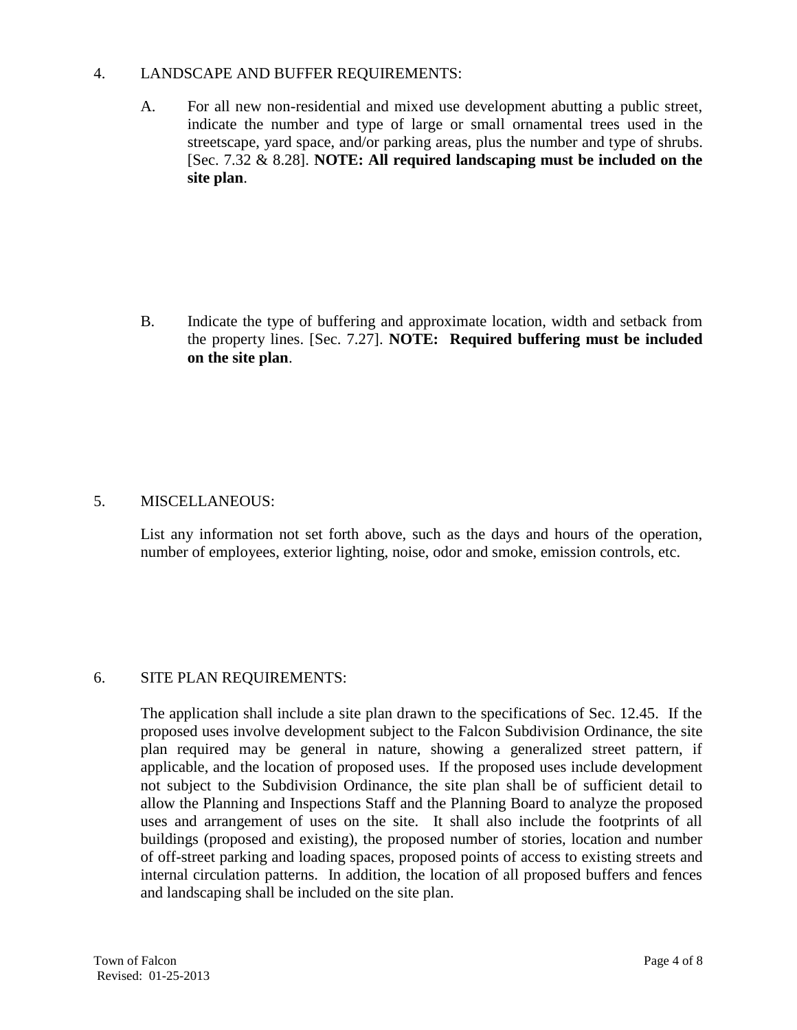4. LANDSCAPE AND BUFFER REQUIREMENTS:

   A. For all new non-residential and mixed use development abutting a public street, indicate the number and type of large or small ornamental trees used in the streetscape, yard space, and/or parking areas, plus the number and type of shrubs. [Sec. 7.32 & 8.28]. **NOTE: All required landscaping must be included on the site plan**.

   B. Indicate the type of buffering and approximate location, width and setback from the property lines. [Sec. 7.27]. **NOTE: Required buffering must be included on the site plan**.

5. MISCELLANEOUS:

   List any information not set forth above, such as the days and hours of the operation, number of employees, exterior lighting, noise, odor and smoke, emission controls, etc.

6. SITE PLAN REQUIREMENTS:

   The application shall include a site plan drawn to the specifications of Sec. 12.45. If the proposed uses involve development subject to the Falcon Subdivision Ordinance, the site plan required may be general in nature, showing a generalized street pattern, if applicable, and the location of proposed uses. If the proposed uses include development not subject to the Subdivision Ordinance, the site plan shall be of sufficient detail to allow the Planning and Inspections Staff and the Planning Board to analyze the proposed uses and arrangement of uses on the site. It shall also include the footprints of all buildings (proposed and existing), the proposed number of stories, location and number of off-street parking and loading spaces, proposed points of access to existing streets and internal circulation patterns. In addition, the location of all proposed buffers and fences and landscaping shall be included on the site plan.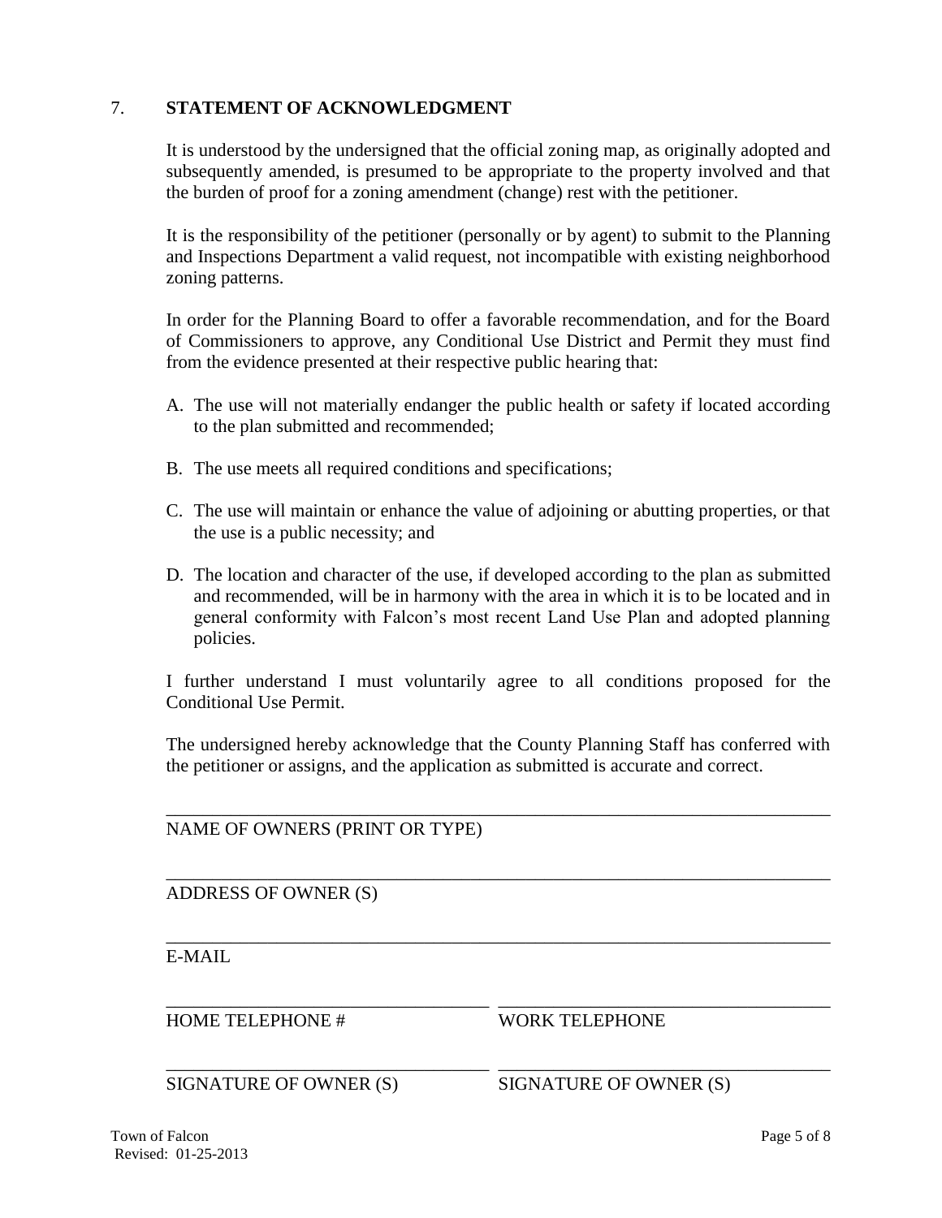## 7. STATEMENT OF ACKNOWLEDGMENT

It is understood by the undersigned that the official zoning map, as originally adopted and subsequently amended, is presumed to be appropriate to the property involved and that the burden of proof for a zoning amendment (change) rest with the petitioner.

It is the responsibility of the petitioner (personally or by agent) to submit to the Planning and Inspections Department a valid request, not incompatible with existing neighborhood zoning patterns.

In order for the Planning Board to offer a favorable recommendation, and for the Board of Commissioners to approve, any Conditional Use District and Permit they must find from the evidence presented at their respective public hearing that:

A. The use will not materially endanger the public health or safety if located according to the plan submitted and recommended;

B. The use meets all required conditions and specifications;

C. The use will maintain or enhance the value of adjoining or abutting properties, or that the use is a public necessity; and

D. The location and character of the use, if developed according to the plan as submitted and recommended, will be in harmony with the area in which it is to be located and in general conformity with Falcon's most recent Land Use Plan and adopted planning policies.

I further understand I must voluntarily agree to all conditions proposed for the Conditional Use Permit.

The undersigned hereby acknowledge that the County Planning Staff has conferred with the petitioner or assigns, and the application as submitted is accurate and correct.

______________________________________________________________________

NAME OF OWNERS (PRINT OR TYPE)

______________________________________________________________________

ADDRESS OF OWNER (S)

______________________________________________________________________

E-MAIL

________________________________ ________________________________

HOME TELEPHONE # WORK TELEPHONE

________________________________ ________________________________

SIGNATURE OF OWNER (S) SIGNATURE OF OWNER (S)

Town of Falcon
Revised: 01-25-2013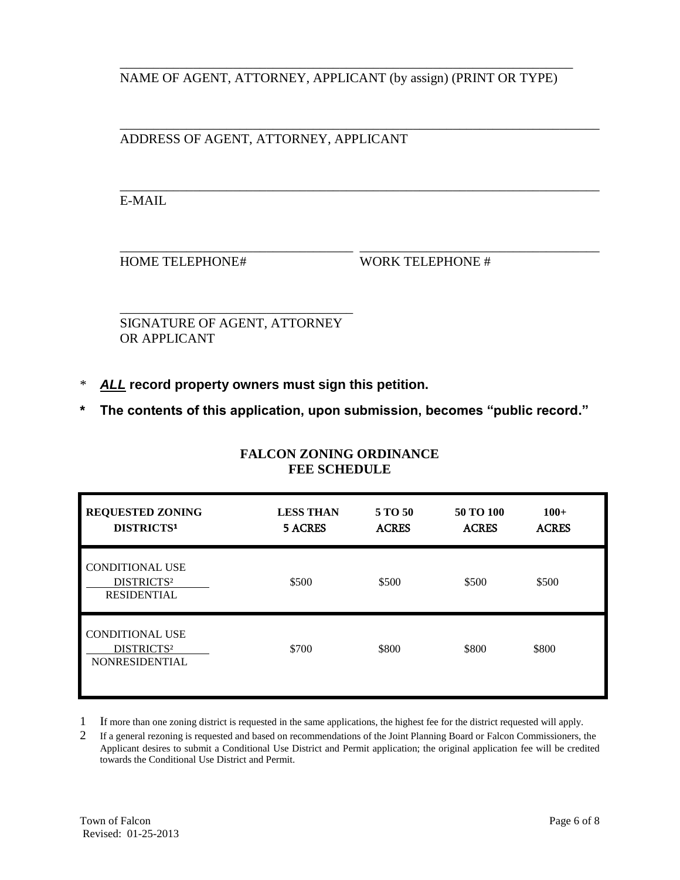NAME OF AGENT, ATTORNEY, APPLICANT (by assign) (PRINT OR TYPE)

ADDRESS OF AGENT, ATTORNEY, APPLICANT

E-MAIL

HOME TELEPHONE# WORK TELEPHONE #

SIGNATURE OF AGENT, ATTORNEY OR APPLICANT

\* ***ALL*** **record property owners must sign this petition.**

**\* The contents of this application, upon submission, becomes "public record."**

## FALCON ZONING ORDINANCE FEE SCHEDULE

| REQUESTED ZONING DISTRICTS[1] | LESS THAN 5 ACRES | 5 TO 50 ACRES | 50 TO 100 ACRES | 100+ ACRES |
|---|---|---|---|---|
| CONDITIONAL USE DISTRICTS[2] RESIDENTIAL | $500 | $500 | $500 | $500 |
| CONDITIONAL USE DISTRICTS[2] NONRESIDENTIAL | $700 | $800 | $800 | $800 |

1 If more than one zoning district is requested in the same applications, the highest fee for the district requested will apply.

2 If a general rezoning is requested and based on recommendations of the Joint Planning Board or Falcon Commissioners, the Applicant desires to submit a Conditional Use District and Permit application; the original application fee will be credited towards the Conditional Use District and Permit.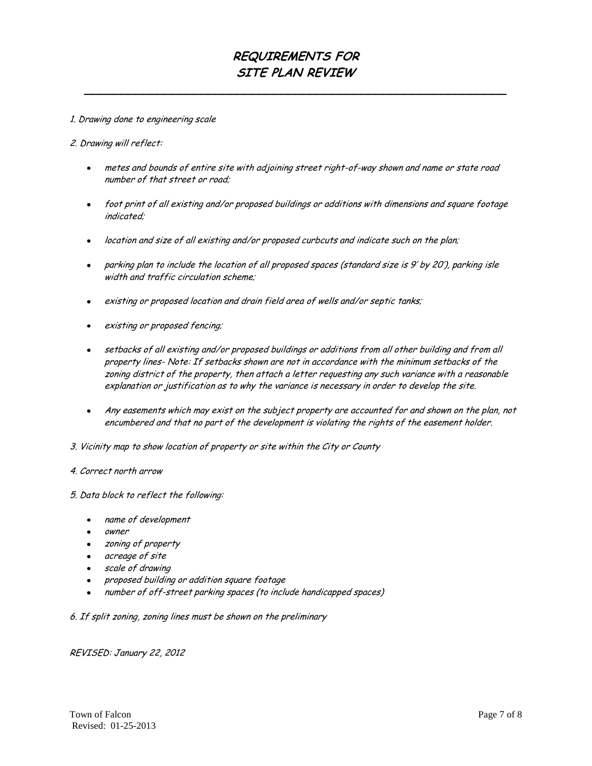# REQUIREMENTS FOR SITE PLAN REVIEW

---

*1. Drawing done to engineering scale*

*2. Drawing will reflect:*

- *metes and bounds of entire site with adjoining street right-of-way shown and name or state road number of that street or road;*
- *foot print of all existing and/or proposed buildings or additions with dimensions and square footage indicated;*
- *location and size of all existing and/or proposed curbcuts and indicate such on the plan;*
- *parking plan to include the location of all proposed spaces (standard size is 9' by 20'), parking isle width and traffic circulation scheme;*
- *existing or proposed location and drain field area of wells and/or septic tanks;*
- *existing or proposed fencing;*
- *setbacks of all existing and/or proposed buildings or additions from all other building and from all property lines- Note: If setbacks shown are not in accordance with the minimum setbacks of the zoning district of the property, then attach a letter requesting any such variance with a reasonable explanation or justification as to why the variance is necessary in order to develop the site.*
- *Any easements which may exist on the subject property are accounted for and shown on the plan, not encumbered and that no part of the development is violating the rights of the easement holder.*

*3. Vicinity map to show location of property or site within the City or County*

*4. Correct north arrow*

*5. Data block to reflect the following:*

- *name of development*
- *owner*
- *zoning of property*
- *acreage of site*
- *scale of drawing*
- *proposed building or addition square footage*
- *number of off-street parking spaces (to include handicapped spaces)*

*6. If split zoning, zoning lines must be shown on the preliminary*

*REVISED: January 22, 2012*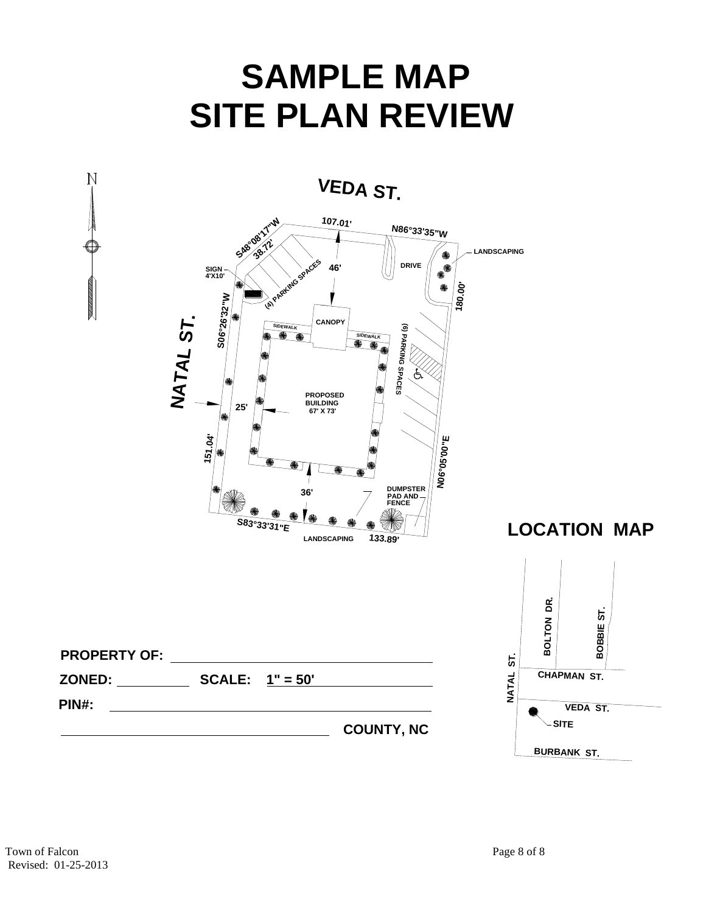# SAMPLE MAP
# SITE PLAN REVIEW

N

VEDA ST.

107.01'

N86°33'35"W

S48°08'17"W

38.72'

LANDSCAPING

SIGN 4'X10'

46'

DRIVE

(4) PARKING SPACES

180.00'

S06°26'32"W

CANOPY

SIDEWALK

SIDEWALK

(6) PARKING SPACES

NATAL ST.

PROPOSED BUILDING 67' X 73'

25'

151.04'

N06°05'00"E

36'

DUMPSTER PAD AND FENCE

S83°33'31"E

LANDSCAPING

133.89'

## LOCATION MAP

BOLTON DR.

BOBBIE ST.

NATAL ST.

CHAPMAN ST.

VEDA ST.

SITE

BURBANK ST.

**PROPERTY OF:** ______________________________

**ZONED:** __________ **SCALE:** 1" = 50'

**PIN#:** ______________________________

______________________________ **COUNTY, NC**

Town of Falcon
Revised: 01-25-2013